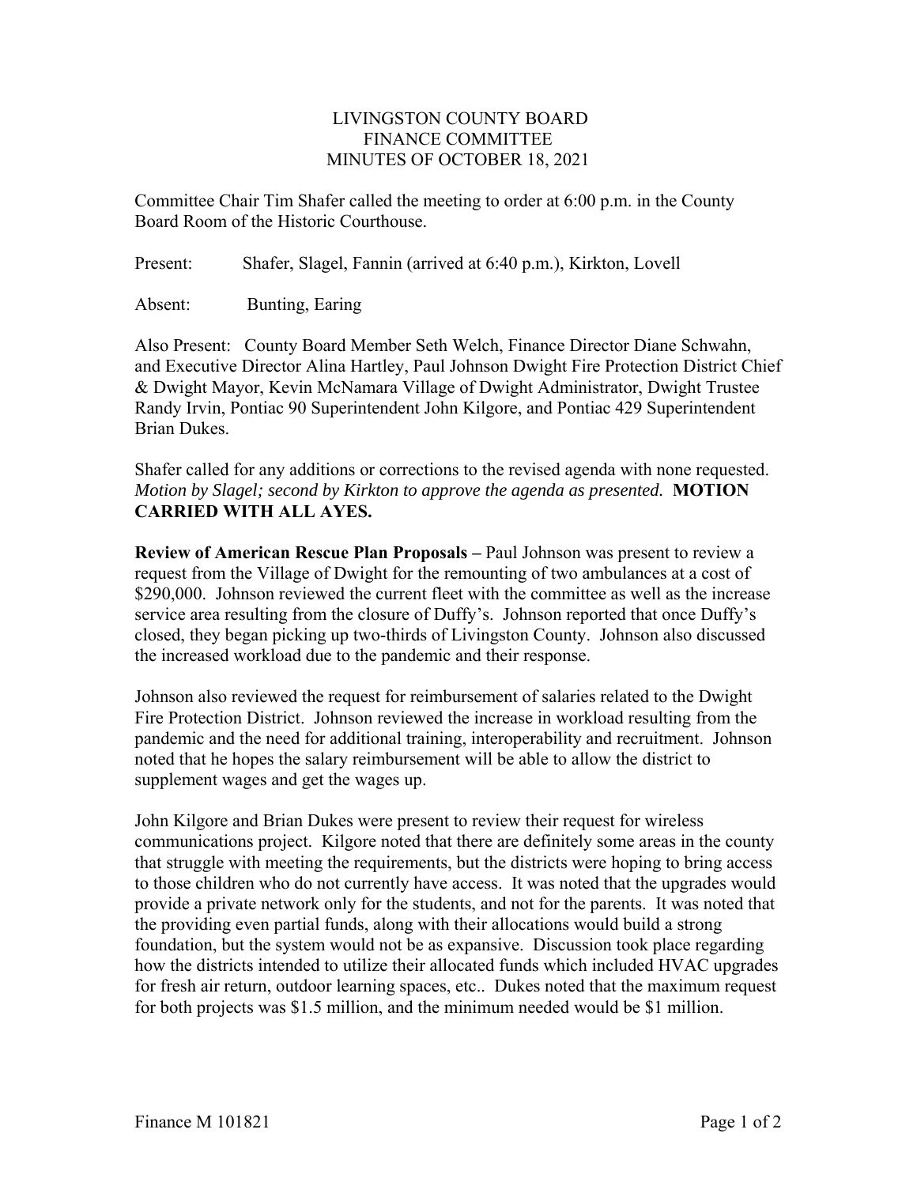# LIVINGSTON COUNTY BOARD
## FINANCE COMMITTEE
## MINUTES OF OCTOBER 18, 2021

Committee Chair Tim Shafer called the meeting to order at 6:00 p.m. in the County Board Room of the Historic Courthouse.

Present: Shafer, Slagel, Fannin (arrived at 6:40 p.m.), Kirkton, Lovell

Absent: Bunting, Earing

Also Present: County Board Member Seth Welch, Finance Director Diane Schwahn, and Executive Director Alina Hartley, Paul Johnson Dwight Fire Protection District Chief & Dwight Mayor, Kevin McNamara Village of Dwight Administrator, Dwight Trustee Randy Irvin, Pontiac 90 Superintendent John Kilgore, and Pontiac 429 Superintendent Brian Dukes.

Shafer called for any additions or corrections to the revised agenda with none requested. *Motion by Slagel; second by Kirkton to approve the agenda as presented.* **MOTION CARRIED WITH ALL AYES.**

**Review of American Rescue Plan Proposals –** Paul Johnson was present to review a request from the Village of Dwight for the remounting of two ambulances at a cost of $290,000. Johnson reviewed the current fleet with the committee as well as the increase service area resulting from the closure of Duffy's. Johnson reported that once Duffy's closed, they began picking up two-thirds of Livingston County. Johnson also discussed the increased workload due to the pandemic and their response.

Johnson also reviewed the request for reimbursement of salaries related to the Dwight Fire Protection District. Johnson reviewed the increase in workload resulting from the pandemic and the need for additional training, interoperability and recruitment. Johnson noted that he hopes the salary reimbursement will be able to allow the district to supplement wages and get the wages up.

John Kilgore and Brian Dukes were present to review their request for wireless communications project. Kilgore noted that there are definitely some areas in the county that struggle with meeting the requirements, but the districts were hoping to bring access to those children who do not currently have access. It was noted that the upgrades would provide a private network only for the students, and not for the parents. It was noted that the providing even partial funds, along with their allocations would build a strong foundation, but the system would not be as expansive. Discussion took place regarding how the districts intended to utilize their allocated funds which included HVAC upgrades for fresh air return, outdoor learning spaces, etc.. Dukes noted that the maximum request for both projects was $1.5 million, and the minimum needed would be $1 million.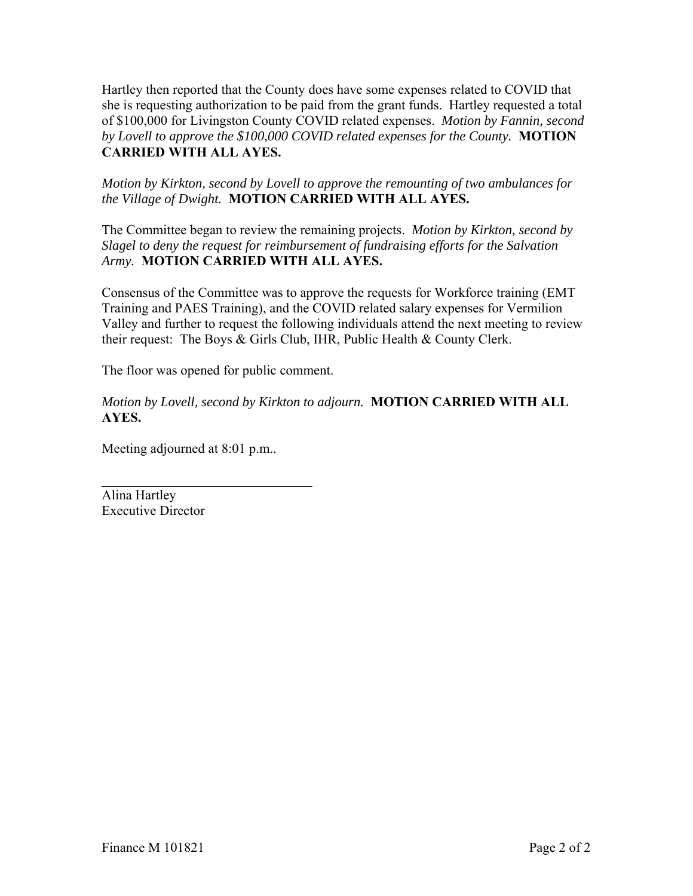Hartley then reported that the County does have some expenses related to COVID that she is requesting authorization to be paid from the grant funds. Hartley requested a total of $100,000 for Livingston County COVID related expenses. *Motion by Fannin, second by Lovell to approve the $100,000 COVID related expenses for the County.* **MOTION CARRIED WITH ALL AYES.**

*Motion by Kirkton, second by Lovell to approve the remounting of two ambulances for the Village of Dwight.* **MOTION CARRIED WITH ALL AYES.**

The Committee began to review the remaining projects. *Motion by Kirkton, second by Slagel to deny the request for reimbursement of fundraising efforts for the Salvation Army.* **MOTION CARRIED WITH ALL AYES.**

Consensus of the Committee was to approve the requests for Workforce training (EMT Training and PAES Training), and the COVID related salary expenses for Vermilion Valley and further to request the following individuals attend the next meeting to review their request: The Boys & Girls Club, IHR, Public Health & County Clerk.

The floor was opened for public comment.

*Motion by Lovell, second by Kirkton to adjourn.* **MOTION CARRIED WITH ALL AYES.**

Meeting adjourned at 8:01 p.m..

\_\_\_\_\_\_\_\_\_\_\_\_\_\_\_\_\_\_\_\_\_\_\_\_\_\_\_\_\_\_\_\_

Alina Hartley
Executive Director

Finance M 101821